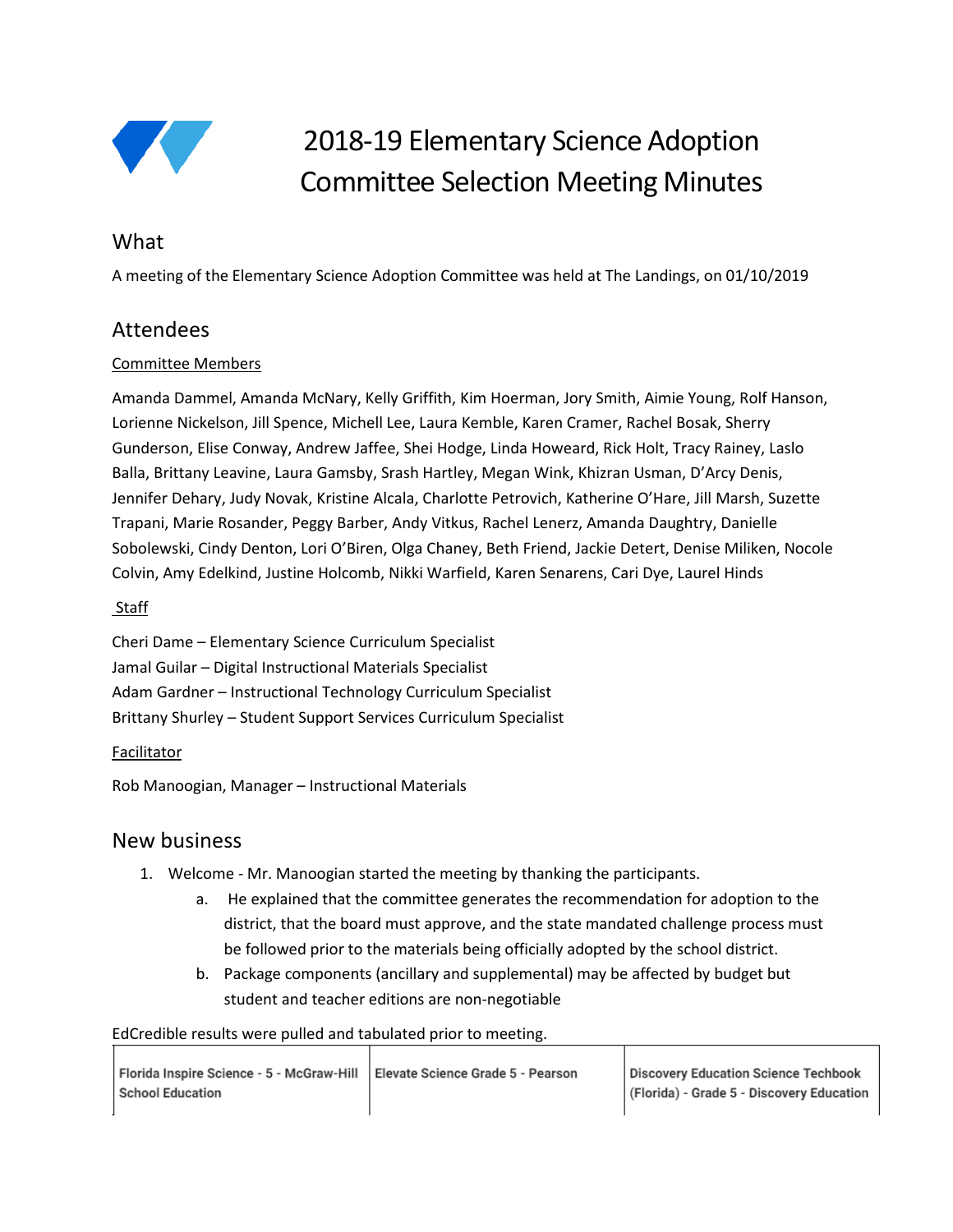# 2018-19 Elementary Science Adoption Committee Selection Meeting Minutes

## What

A meeting of the Elementary Science Adoption Committee was held at The Landings, on 01/10/2019

## Attendees

Committee Members

Amanda Dammel, Amanda McNary, Kelly Griffith, Kim Hoerman, Jory Smith, Aimie Young, Rolf Hanson, Lorienne Nickelson, Jill Spence, Michell Lee, Laura Kemble, Karen Cramer, Rachel Bosak, Sherry Gunderson, Elise Conway, Andrew Jaffee, Shei Hodge, Linda Howeard, Rick Holt, Tracy Rainey, Laslo Balla, Brittany Leavine, Laura Gamsby, Srash Hartley, Megan Wink, Khizran Usman, D'Arcy Denis, Jennifer Dehary, Judy Novak, Kristine Alcala, Charlotte Petrovich, Katherine O'Hare, Jill Marsh, Suzette Trapani, Marie Rosander, Peggy Barber, Andy Vitkus, Rachel Lenerz, Amanda Daughtry, Danielle Sobolewski, Cindy Denton, Lori O'Biren, Olga Chaney, Beth Friend, Jackie Detert, Denise Miliken, Nocole Colvin, Amy Edelkind, Justine Holcomb, Nikki Warfield, Karen Senarens, Cari Dye, Laurel Hinds

Staff

Cheri Dame – Elementary Science Curriculum Specialist
Jamal Guilar – Digital Instructional Materials Specialist
Adam Gardner – Instructional Technology Curriculum Specialist
Brittany Shurley – Student Support Services Curriculum Specialist

Facilitator

Rob Manoogian, Manager – Instructional Materials

## New business

1. Welcome - Mr. Manoogian started the meeting by thanking the participants.
   a. He explained that the committee generates the recommendation for adoption to the district, that the board must approve, and the state mandated challenge process must be followed prior to the materials being officially adopted by the school district.
   b. Package components (ancillary and supplemental) may be affected by budget but student and teacher editions are non-negotiable

EdCredible results were pulled and tabulated prior to meeting.

| Florida Inspire Science - 5 - McGraw-Hill School Education | Elevate Science Grade 5 - Pearson | Discovery Education Science Techbook (Florida) - Grade 5 - Discovery Education |
|---|---|---|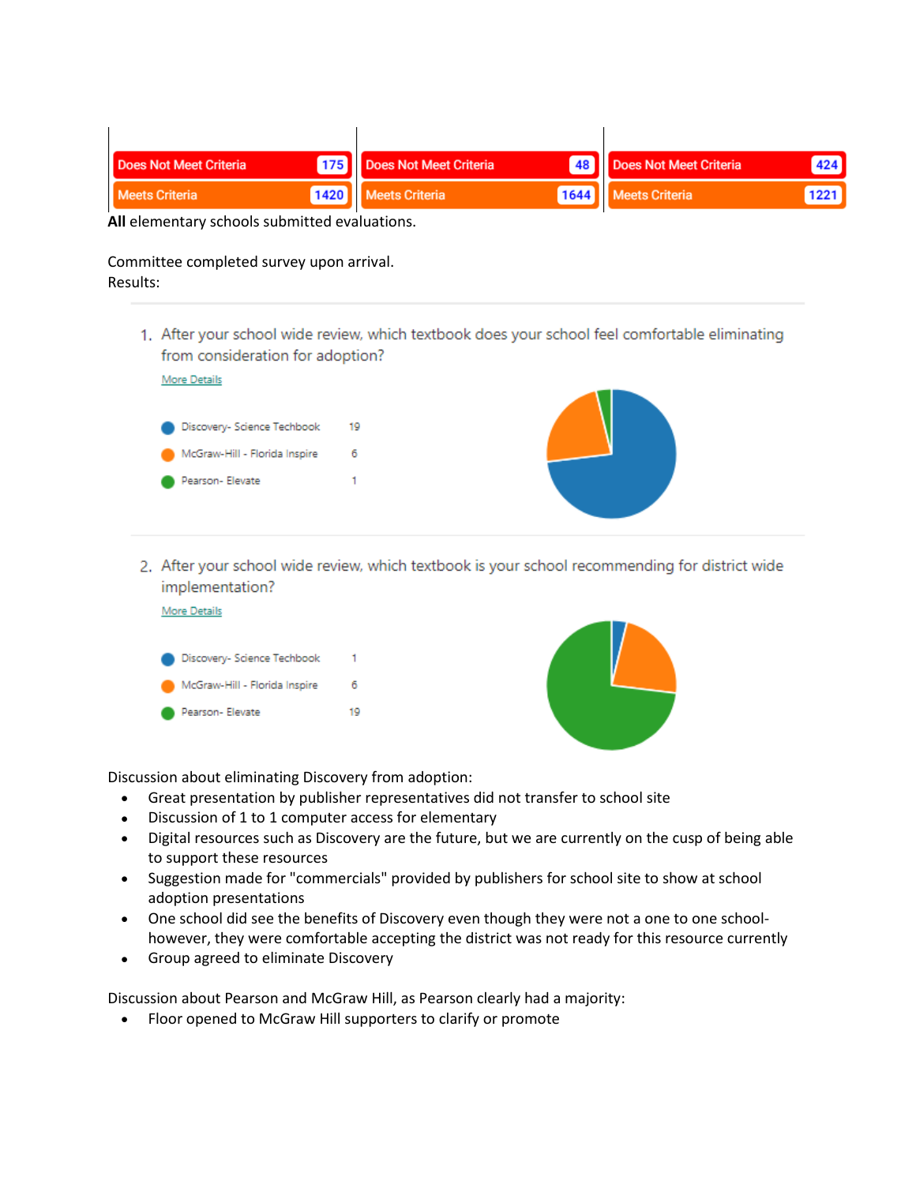| Does Not Meet Criteria | 175 | Does Not Meet Criteria | 48 | Does Not Meet Criteria | 424 |
|---|---|---|---|---|---|
| Meets Criteria | 1420 | Meets Criteria | 1644 | Meets Criteria | 1221 |

**All** elementary schools submitted evaluations.

Committee completed survey upon arrival.
Results:

1. After your school wide review, which textbook does your school feel comfortable eliminating from consideration for adoption?

   More Details

| | |
|---|---|
| Discovery- Science Techbook | 19 |
| McGraw-Hill - Florida Inspire | 6 |
| Pearson- Elevate | 1 |

2. After your school wide review, which textbook is your school recommending for district wide implementation?

   More Details

| | |
|---|---|
| Discovery- Science Techbook | 1 |
| McGraw-Hill - Florida Inspire | 6 |
| Pearson- Elevate | 19 |

Discussion about eliminating Discovery from adoption:

- Great presentation by publisher representatives did not transfer to school site
- Discussion of 1 to 1 computer access for elementary
- Digital resources such as Discovery are the future, but we are currently on the cusp of being able to support these resources
- Suggestion made for "commercials" provided by publishers for school site to show at school adoption presentations
- One school did see the benefits of Discovery even though they were not a one to one school- however, they were comfortable accepting the district was not ready for this resource currently
- Group agreed to eliminate Discovery

Discussion about Pearson and McGraw Hill, as Pearson clearly had a majority:

- Floor opened to McGraw Hill supporters to clarify or promote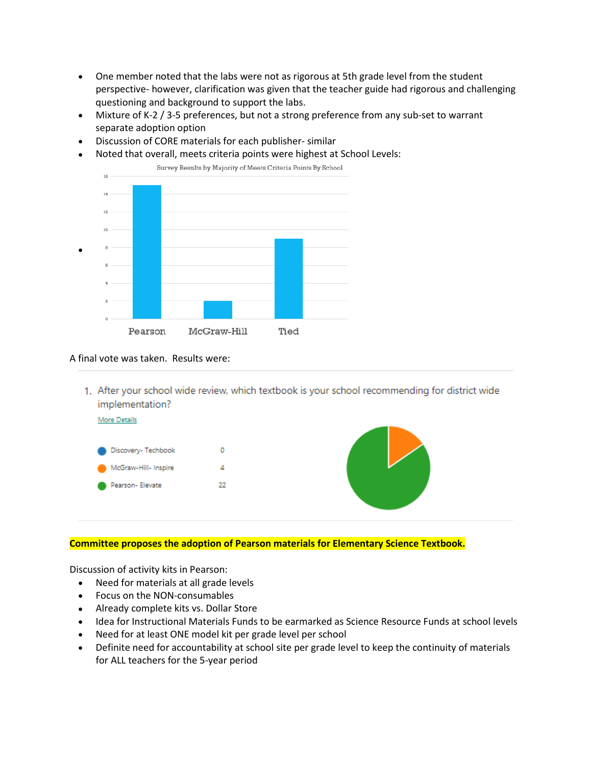- One member noted that the labs were not as rigorous at 5th grade level from the student perspective- however, clarification was given that the teacher guide had rigorous and challenging questioning and background to support the labs.
- Mixture of K-2 / 3-5 preferences, but not a strong preference from any sub-set to warrant separate adoption option
- Discussion of CORE materials for each publisher- similar
- Noted that overall, meets criteria points were highest at School Levels:

Survey Results by Majority of Meets Criteria Points By School

| School Choice | Count |
| --- | --- |
| Pearson | 15 |
| McGraw-Hill | 2 |
| Tied | 9 |

A final vote was taken. Results were:

1. After your school wide review, which textbook is your school recommending for district wide implementation?

More Details

| Option | Votes |
| --- | --- |
| Discovery- Techbook | 0 |
| McGraw-Hill- Inspire | 4 |
| Pearson- Elevate | 22 |

**Committee proposes the adoption of Pearson materials for Elementary Science Textbook.**

Discussion of activity kits in Pearson:

- Need for materials at all grade levels
- Focus on the NON-consumables
- Already complete kits vs. Dollar Store
- Idea for Instructional Materials Funds to be earmarked as Science Resource Funds at school levels
- Need for at least ONE model kit per grade level per school
- Definite need for accountability at school site per grade level to keep the continuity of materials for ALL teachers for the 5-year period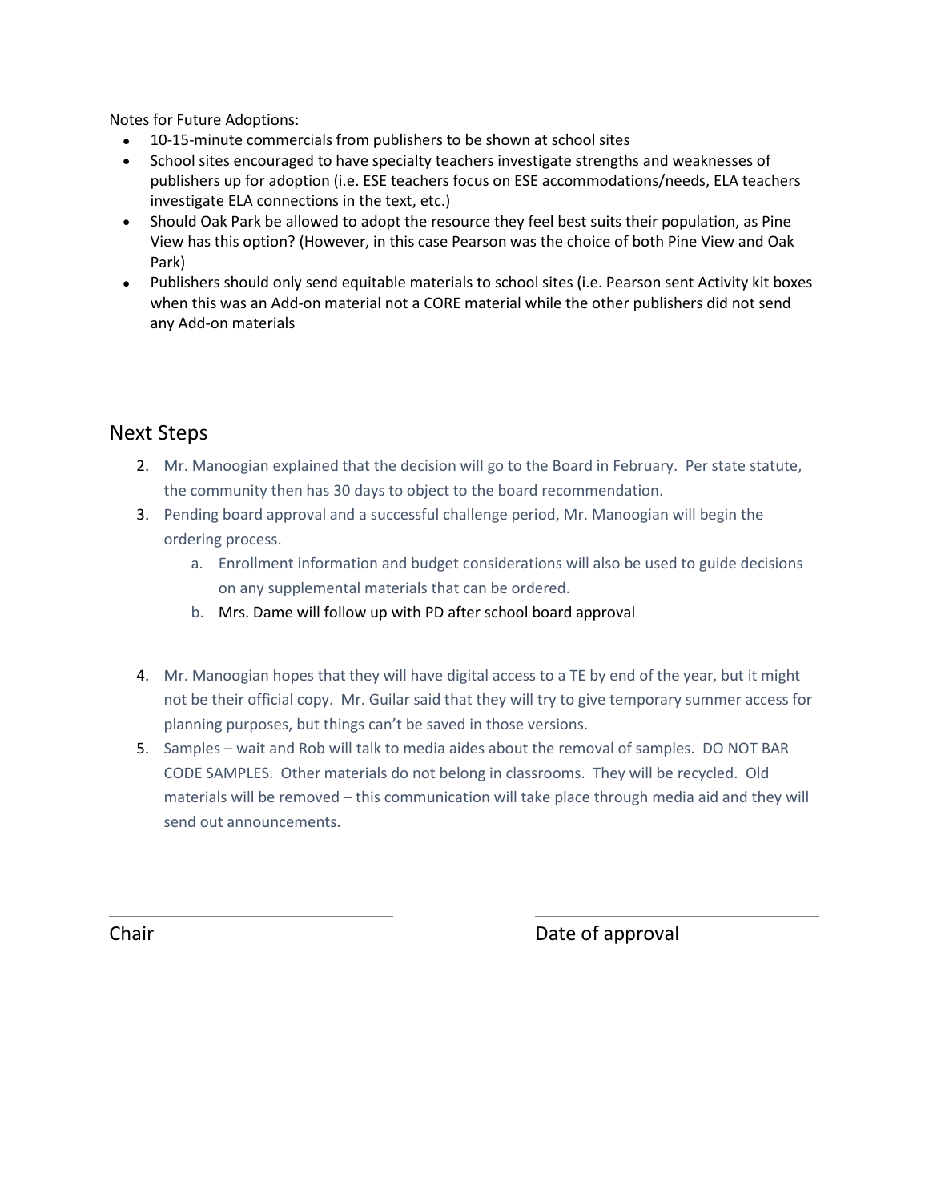Notes for Future Adoptions:

- 10-15-minute commercials from publishers to be shown at school sites
- School sites encouraged to have specialty teachers investigate strengths and weaknesses of publishers up for adoption (i.e. ESE teachers focus on ESE accommodations/needs, ELA teachers investigate ELA connections in the text, etc.)
- Should Oak Park be allowed to adopt the resource they feel best suits their population, as Pine View has this option? (However, in this case Pearson was the choice of both Pine View and Oak Park)
- Publishers should only send equitable materials to school sites (i.e. Pearson sent Activity kit boxes when this was an Add-on material not a CORE material while the other publishers did not send any Add-on materials

## Next Steps

2. Mr. Manoogian explained that the decision will go to the Board in February. Per state statute, the community then has 30 days to object to the board recommendation.
3. Pending board approval and a successful challenge period, Mr. Manoogian will begin the ordering process.
   a. Enrollment information and budget considerations will also be used to guide decisions on any supplemental materials that can be ordered.
   b. Mrs. Dame will follow up with PD after school board approval
4. Mr. Manoogian hopes that they will have digital access to a TE by end of the year, but it might not be their official copy. Mr. Guilar said that they will try to give temporary summer access for planning purposes, but things can't be saved in those versions.
5. Samples – wait and Rob will talk to media aides about the removal of samples. DO NOT BAR CODE SAMPLES. Other materials do not belong in classrooms. They will be recycled. Old materials will be removed – this communication will take place through media aid and they will send out announcements.

Chair

Date of approval